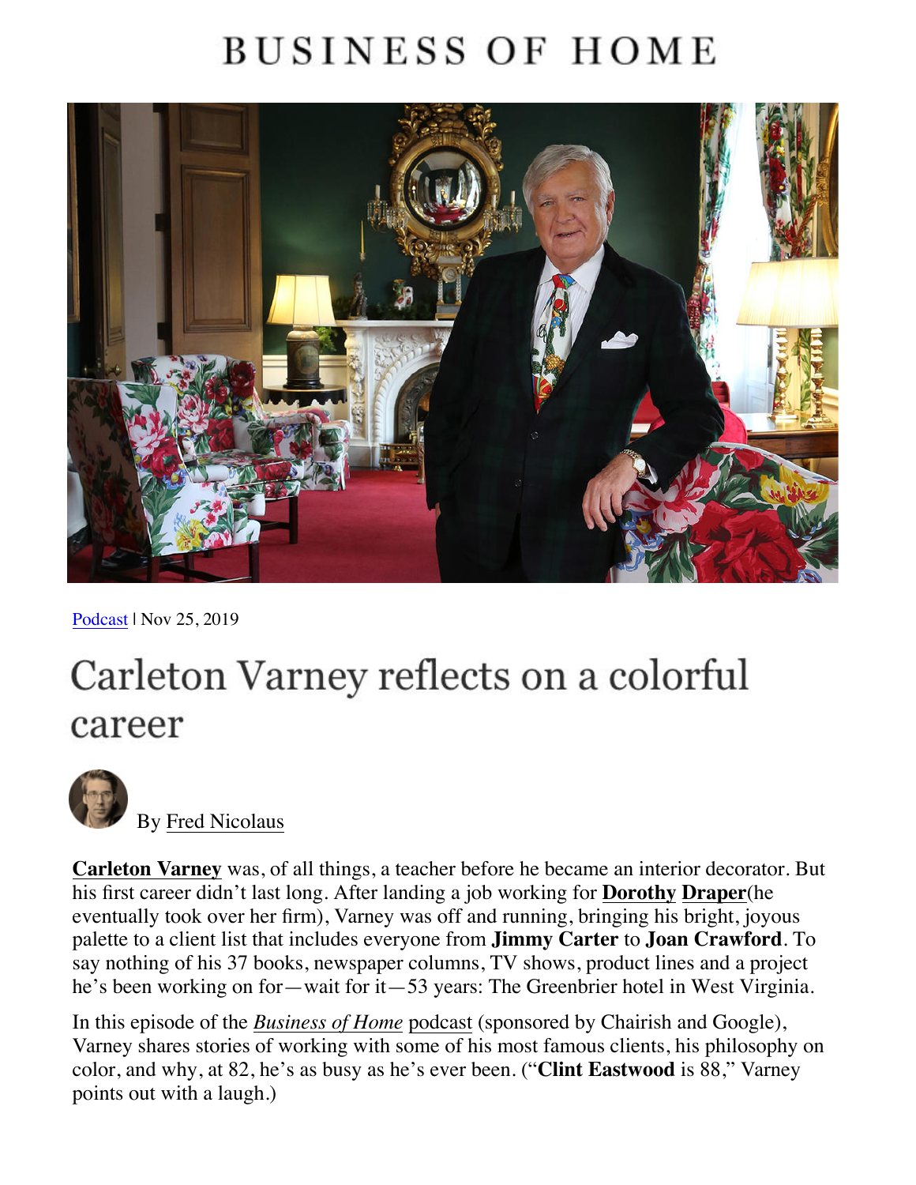# BUSINESS OF HOME

Podcast | Nov 25, 2019

## Carleton Varney reflects on a colorful career

By Fred Nicolaus

**Carleton Varney** was, of all things, a teacher before he became an interior decorator. But his first career didn't last long. After landing a job working for **Dorothy Draper**(he eventually took over her firm), Varney was off and running, bringing his bright, joyous palette to a client list that includes everyone from **Jimmy Carter** to **Joan Crawford**. To say nothing of his 37 books, newspaper columns, TV shows, product lines and a project he's been working on for—wait for it—53 years: The Greenbrier hotel in West Virginia.

In this episode of the *Business of Home* podcast (sponsored by Chairish and Google), Varney shares stories of working with some of his most famous clients, his philosophy on color, and why, at 82, he's as busy as he's ever been. ("**Clint Eastwood** is 88," Varney points out with a laugh.)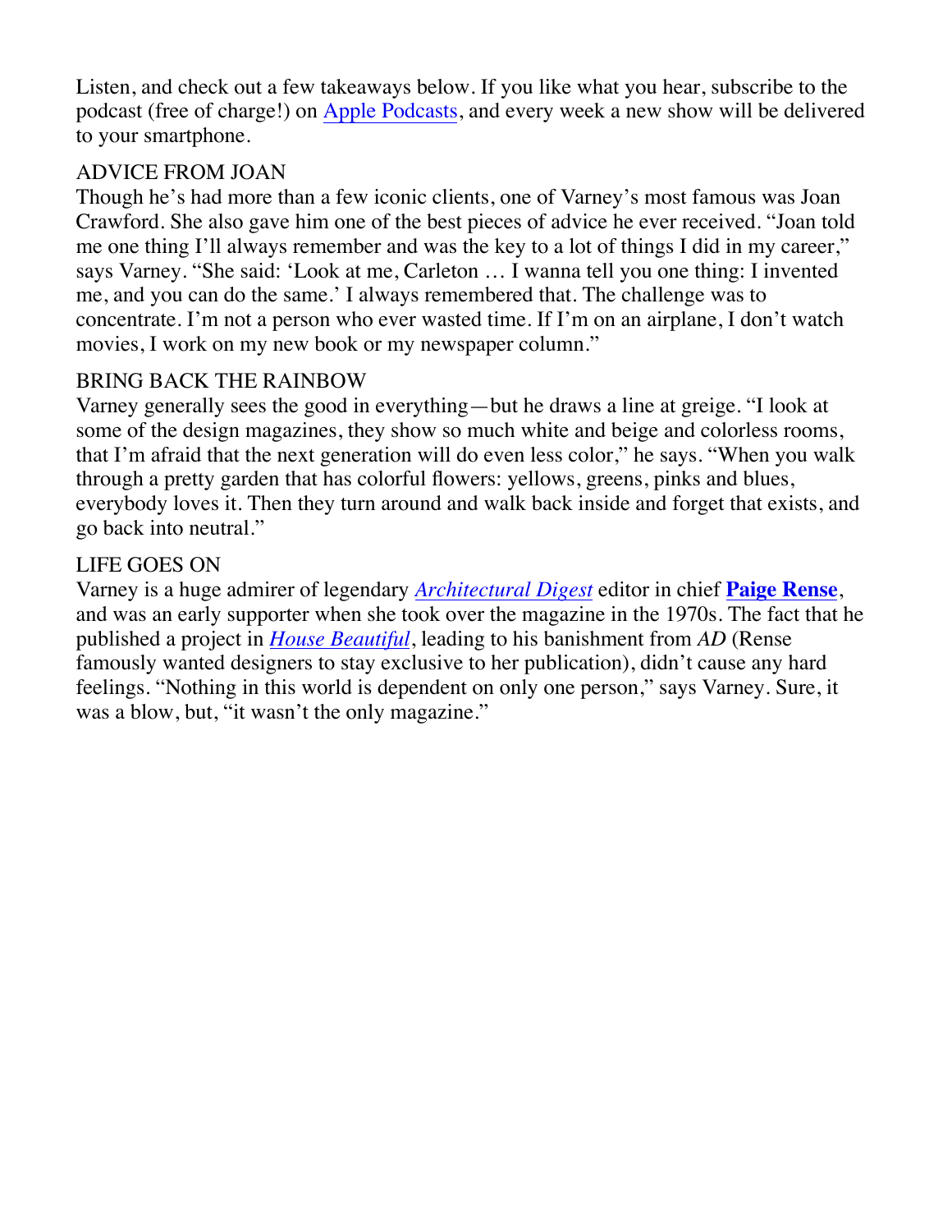Listen, and check out a few takeaways below. If you like what you hear, subscribe to the podcast (free of charge!) on Apple Podcasts, and every week a new show will be delivered to your smartphone.

## ADVICE FROM JOAN

Though he's had more than a few iconic clients, one of Varney's most famous was Joan Crawford. She also gave him one of the best pieces of advice he ever received. "Joan told me one thing I'll always remember and was the key to a lot of things I did in my career," says Varney. "She said: 'Look at me, Carleton … I wanna tell you one thing: I invented me, and you can do the same.' I always remembered that. The challenge was to concentrate. I'm not a person who ever wasted time. If I'm on an airplane, I don't watch movies, I work on my new book or my newspaper column."

## BRING BACK THE RAINBOW

Varney generally sees the good in everything—but he draws a line at greige. "I look at some of the design magazines, they show so much white and beige and colorless rooms, that I'm afraid that the next generation will do even less color," he says. "When you walk through a pretty garden that has colorful flowers: yellows, greens, pinks and blues, everybody loves it. Then they turn around and walk back inside and forget that exists, and go back into neutral."

## LIFE GOES ON

Varney is a huge admirer of legendary *Architectural Digest* editor in chief **Paige Rense**, and was an early supporter when she took over the magazine in the 1970s. The fact that he published a project in *House Beautiful*, leading to his banishment from *AD* (Rense famously wanted designers to stay exclusive to her publication), didn't cause any hard feelings. "Nothing in this world is dependent on only one person," says Varney. Sure, it was a blow, but, "it wasn't the only magazine."